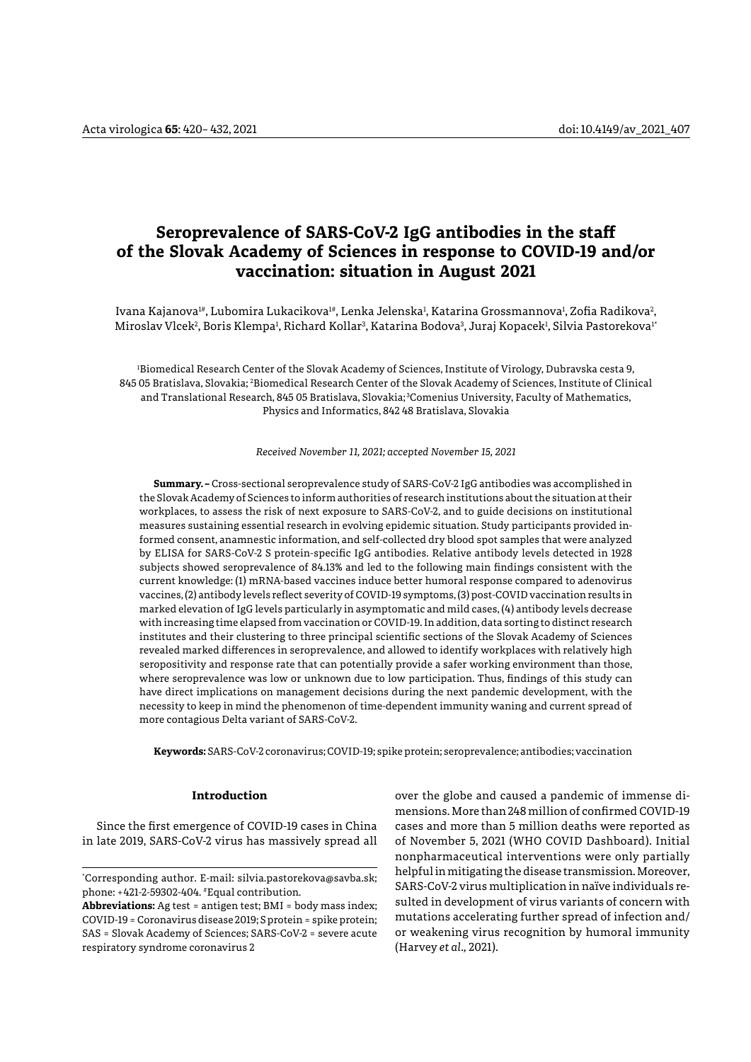# Seroprevalence of SARS-CoV-2 IgG antibodies in the staff of the Slovak Academy of Sciences in response to COVID-19 and/or vaccination: situation in August 2021

Ivana Kajanova[1#], Lubomira Lukacikova[1#], Lenka Jelenska[1], Katarina Grossmannova[1], Zofia Radikova[2], Miroslav Vlcek[2], Boris Klempa[1], Richard Kollar[3], Katarina Bodova[3], Juraj Kopacek[1], Silvia Pastorekova[1*]

[1]Biomedical Research Center of the Slovak Academy of Sciences, Institute of Virology, Dubravska cesta 9, 845 05 Bratislava, Slovakia; [2]Biomedical Research Center of the Slovak Academy of Sciences, Institute of Clinical and Translational Research, 845 05 Bratislava, Slovakia; [3]Comenius University, Faculty of Mathematics, Physics and Informatics, 842 48 Bratislava, Slovakia

*Received November 11, 2021; accepted November 15, 2021*

**Summary.** – Cross-sectional seroprevalence study of SARS-CoV-2 IgG antibodies was accomplished in the Slovak Academy of Sciences to inform authorities of research institutions about the situation at their workplaces, to assess the risk of next exposure to SARS-CoV-2, and to guide decisions on institutional measures sustaining essential research in evolving epidemic situation. Study participants provided informed consent, anamnestic information, and self-collected dry blood spot samples that were analyzed by ELISA for SARS-CoV-2 S protein-specific IgG antibodies. Relative antibody levels detected in 1928 subjects showed seroprevalence of 84.13% and led to the following main findings consistent with the current knowledge: (1) mRNA-based vaccines induce better humoral response compared to adenovirus vaccines, (2) antibody levels reflect severity of COVID-19 symptoms, (3) post-COVID vaccination results in marked elevation of IgG levels particularly in asymptomatic and mild cases, (4) antibody levels decrease with increasing time elapsed from vaccination or COVID-19. In addition, data sorting to distinct research institutes and their clustering to three principal scientific sections of the Slovak Academy of Sciences revealed marked differences in seroprevalence, and allowed to identify workplaces with relatively high seropositivity and response rate that can potentially provide a safer working environment than those, where seroprevalence was low or unknown due to low participation. Thus, findings of this study can have direct implications on management decisions during the next pandemic development, with the necessity to keep in mind the phenomenon of time-dependent immunity waning and current spread of more contagious Delta variant of SARS-CoV-2.

**Keywords:** SARS-CoV-2 coronavirus; COVID-19; spike protein; seroprevalence; antibodies; vaccination

## Introduction

Since the first emergence of COVID-19 cases in China in late 2019, SARS-CoV-2 virus has massively spread all over the globe and caused a pandemic of immense dimensions. More than 248 million of confirmed COVID-19 cases and more than 5 million deaths were reported as of November 5, 2021 (WHO COVID Dashboard). Initial nonpharmaceutical interventions were only partially helpful in mitigating the disease transmission. Moreover, SARS-CoV-2 virus multiplication in naïve individuals resulted in development of virus variants of concern with mutations accelerating further spread of infection and/or weakening virus recognition by humoral immunity (Harvey *et al.,* 2021).

*Corresponding author. E-mail: silvia.pastorekova@savba.sk; phone: +421-2-59302-404. #Equal contribution.

**Abbreviations:** Ag test = antigen test; BMI = body mass index; COVID-19 = Coronavirus disease 2019; S protein = spike protein; SAS = Slovak Academy of Sciences; SARS-CoV-2 = severe acute respiratory syndrome coronavirus 2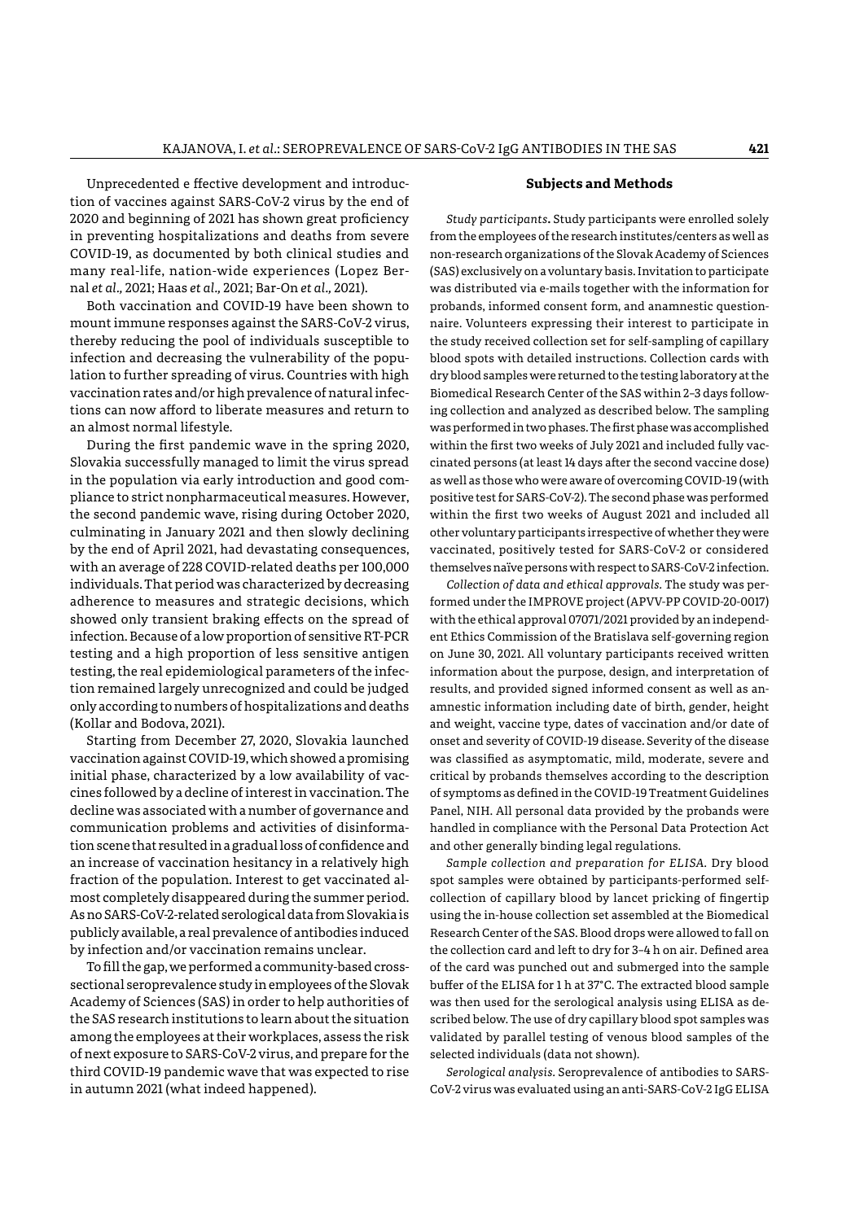Unprecedented effective development and introduction of vaccines against SARS-CoV-2 virus by the end of 2020 and beginning of 2021 has shown great proficiency in preventing hospitalizations and deaths from severe COVID-19, as documented by both clinical studies and many real-life, nation-wide experiences (Lopez Bernal *et al*., 2021; Haas *et al*., 2021; Bar-On *et al*., 2021).

Both vaccination and COVID-19 have been shown to mount immune responses against the SARS-CoV-2 virus, thereby reducing the pool of individuals susceptible to infection and decreasing the vulnerability of the population to further spreading of virus. Countries with high vaccination rates and/or high prevalence of natural infections can now afford to liberate measures and return to an almost normal lifestyle.

During the first pandemic wave in the spring 2020, Slovakia successfully managed to limit the virus spread in the population via early introduction and good compliance to strict nonpharmaceutical measures. However, the second pandemic wave, rising during October 2020, culminating in January 2021 and then slowly declining by the end of April 2021, had devastating consequences, with an average of 228 COVID-related deaths per 100,000 individuals. That period was characterized by decreasing adherence to measures and strategic decisions, which showed only transient braking effects on the spread of infection. Because of a low proportion of sensitive RT-PCR testing and a high proportion of less sensitive antigen testing, the real epidemiological parameters of the infection remained largely unrecognized and could be judged only according to numbers of hospitalizations and deaths (Kollar and Bodova, 2021).

Starting from December 27, 2020, Slovakia launched vaccination against COVID-19, which showed a promising initial phase, characterized by a low availability of vaccines followed by a decline of interest in vaccination. The decline was associated with a number of governance and communication problems and activities of disinformation scene that resulted in a gradual loss of confidence and an increase of vaccination hesitancy in a relatively high fraction of the population. Interest to get vaccinated almost completely disappeared during the summer period. As no SARS-CoV-2-related serological data from Slovakia is publicly available, a real prevalence of antibodies induced by infection and/or vaccination remains unclear.

To fill the gap, we performed a community-based cross-sectional seroprevalence study in employees of the Slovak Academy of Sciences (SAS) in order to help authorities of the SAS research institutions to learn about the situation among the employees at their workplaces, assess the risk of next exposure to SARS-CoV-2 virus, and prepare for the third COVID-19 pandemic wave that was expected to rise in autumn 2021 (what indeed happened).

## Subjects and Methods

*Study participants*. Study participants were enrolled solely from the employees of the research institutes/centers as well as non-research organizations of the Slovak Academy of Sciences (SAS) exclusively on a voluntary basis. Invitation to participate was distributed via e-mails together with the information for probands, informed consent form, and anamnestic questionnaire. Volunteers expressing their interest to participate in the study received collection set for self-sampling of capillary blood spots with detailed instructions. Collection cards with dry blood samples were returned to the testing laboratory at the Biomedical Research Center of the SAS within 2–3 days following collection and analyzed as described below. The sampling was performed in two phases. The first phase was accomplished within the first two weeks of July 2021 and included fully vaccinated persons (at least 14 days after the second vaccine dose) as well as those who were aware of overcoming COVID-19 (with positive test for SARS-CoV-2). The second phase was performed within the first two weeks of August 2021 and included all other voluntary participants irrespective of whether they were vaccinated, positively tested for SARS-CoV-2 or considered themselves naïve persons with respect to SARS-CoV-2 infection.

*Collection of data and ethical approvals*. The study was performed under the IMPROVE project (APVV-PP COVID-20-0017) with the ethical approval 07071/2021 provided by an independent Ethics Commission of the Bratislava self-governing region on June 30, 2021. All voluntary participants received written information about the purpose, design, and interpretation of results, and provided signed informed consent as well as anamnestic information including date of birth, gender, height and weight, vaccine type, dates of vaccination and/or date of onset and severity of COVID-19 disease. Severity of the disease was classified as asymptomatic, mild, moderate, severe and critical by probands themselves according to the description of symptoms as defined in the COVID-19 Treatment Guidelines Panel, NIH. All personal data provided by the probands were handled in compliance with the Personal Data Protection Act and other generally binding legal regulations.

*Sample collection and preparation for ELISA*. Dry blood spot samples were obtained by participants-performed self-collection of capillary blood by lancet pricking of fingertip using the in-house collection set assembled at the Biomedical Research Center of the SAS. Blood drops were allowed to fall on the collection card and left to dry for 3–4 h on air. Defined area of the card was punched out and submerged into the sample buffer of the ELISA for 1 h at 37°C. The extracted blood sample was then used for the serological analysis using ELISA as described below. The use of dry capillary blood spot samples was validated by parallel testing of venous blood samples of the selected individuals (data not shown).

*Serological analysis*. Seroprevalence of antibodies to SARS-CoV-2 virus was evaluated using an anti-SARS-CoV-2 IgG ELISA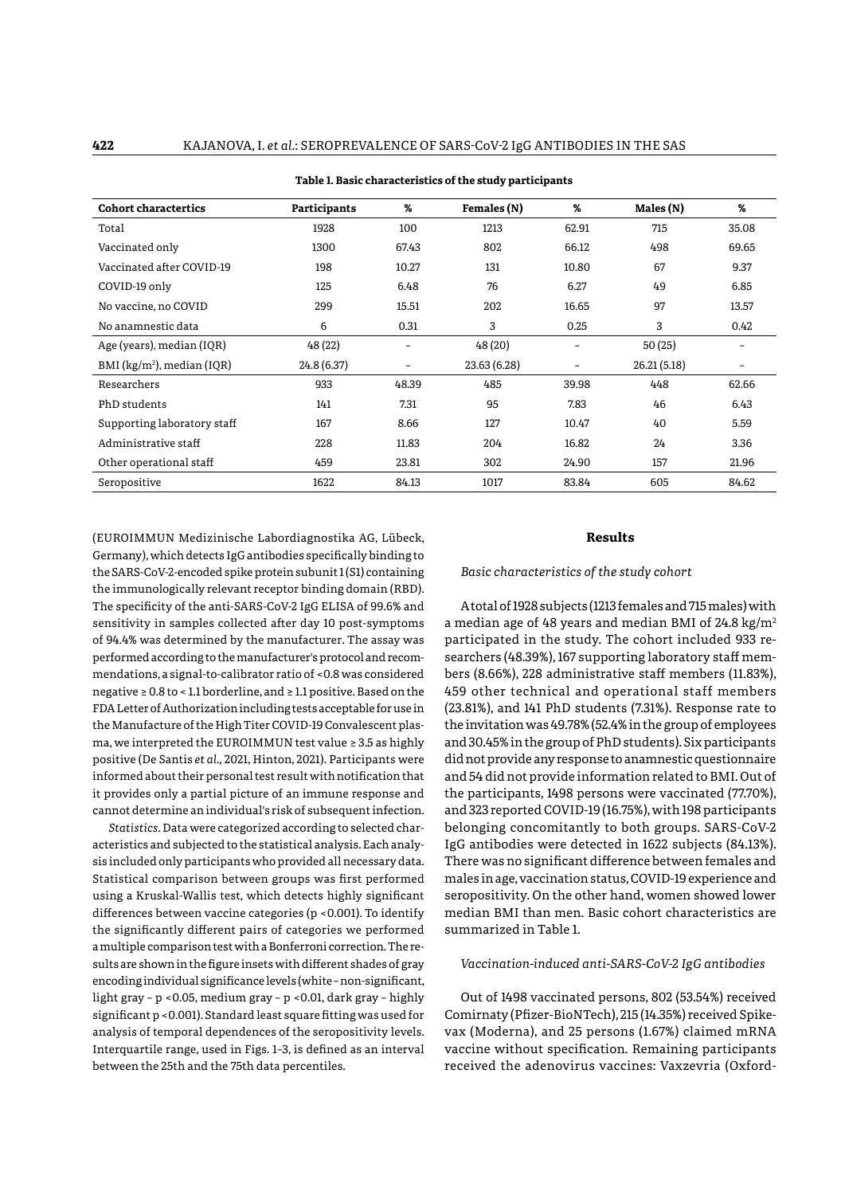**Table 1. Basic characteristics of the study participants**

| Cohort charactertics | Participants | % | Females (N) | % | Males (N) | % |
|---|---|---|---|---|---|---|
| Total | 1928 | 100 | 1213 | 62.91 | 715 | 35.08 |
| Vaccinated only | 1300 | 67.43 | 802 | 66.12 | 498 | 69.65 |
| Vaccinated after COVID-19 | 198 | 10.27 | 131 | 10.80 | 67 | 9.37 |
| COVID-19 only | 125 | 6.48 | 76 | 6.27 | 49 | 6.85 |
| No vaccine, no COVID | 299 | 15.51 | 202 | 16.65 | 97 | 13.57 |
| No anamnestic data | 6 | 0.31 | 3 | 0.25 | 3 | 0.42 |
| Age (years), median (IQR) | 48 (22) | – | 48 (20) | – | 50 (25) | – |
| BMI (kg/m$^2$), median (IQR) | 24.8 (6.37) | – | 23.63 (6.28) | – | 26.21 (5.18) | – |
| Researchers | 933 | 48.39 | 485 | 39.98 | 448 | 62.66 |
| PhD students | 141 | 7.31 | 95 | 7.83 | 46 | 6.43 |
| Supporting laboratory staff | 167 | 8.66 | 127 | 10.47 | 40 | 5.59 |
| Administrative staff | 228 | 11.83 | 204 | 16.82 | 24 | 3.36 |
| Other operational staff | 459 | 23.81 | 302 | 24.90 | 157 | 21.96 |
| Seropositive | 1622 | 84.13 | 1017 | 83.84 | 605 | 84.62 |

(EUROIMMUN Medizinische Labordiagnostika AG, Lübeck, Germany), which detects IgG antibodies specifically binding to the SARS-CoV-2-encoded spike protein subunit 1 (S1) containing the immunologically relevant receptor binding domain (RBD). The specificity of the anti-SARS-CoV-2 IgG ELISA of 99.6% and sensitivity in samples collected after day 10 post-symptoms of 94.4% was determined by the manufacturer. The assay was performed according to the manufacturer's protocol and recommendations, a signal-to-calibrator ratio of <0.8 was considered negative ≥ 0.8 to < 1.1 borderline, and ≥ 1.1 positive. Based on the FDA Letter of Authorization including tests acceptable for use in the Manufacture of the High Titer COVID-19 Convalescent plasma, we interpreted the EUROIMMUN test value ≥ 3.5 as highly positive (De Santis *et al.*, 2021, Hinton, 2021). Participants were informed about their personal test result with notification that it provides only a partial picture of an immune response and cannot determine an individual's risk of subsequent infection.

*Statistics*. Data were categorized according to selected characteristics and subjected to the statistical analysis. Each analysis included only participants who provided all necessary data. Statistical comparison between groups was first performed using a Kruskal-Wallis test, which detects highly significant differences between vaccine categories ($p < 0.001$). To identify the significantly different pairs of categories we performed a multiple comparison test with a Bonferroni correction. The results are shown in the figure insets with different shades of gray encoding individual significance levels (white – non-significant, light gray – $p < 0.05$, medium gray – $p < 0.01$, dark gray – highly significant $p < 0.001$). Standard least square fitting was used for analysis of temporal dependences of the seropositivity levels. Interquartile range, used in Figs. 1–3, is defined as an interval between the 25th and the 75th data percentiles.

## Results

### *Basic characteristics of the study cohort*

A total of 1928 subjects (1213 females and 715 males) with a median age of 48 years and median BMI of 24.8 kg/m$^2$ participated in the study. The cohort included 933 researchers (48.39%), 167 supporting laboratory staff members (8.66%), 228 administrative staff members (11.83%), 459 other technical and operational staff members (23.81%), and 141 PhD students (7.31%). Response rate to the invitation was 49.78% (52.4% in the group of employees and 30.45% in the group of PhD students). Six participants did not provide any response to anamnestic questionnaire and 54 did not provide information related to BMI. Out of the participants, 1498 persons were vaccinated (77.70%), and 323 reported COVID-19 (16.75%), with 198 participants belonging concomitantly to both groups. SARS-CoV-2 IgG antibodies were detected in 1622 subjects (84.13%). There was no significant difference between females and males in age, vaccination status, COVID-19 experience and seropositivity. On the other hand, women showed lower median BMI than men. Basic cohort characteristics are summarized in Table 1.

### *Vaccination-induced anti-SARS-CoV-2 IgG antibodies*

Out of 1498 vaccinated persons, 802 (53.54%) received Comirnaty (Pfizer-BioNTech), 215 (14.35%) received Spikevax (Moderna), and 25 persons (1.67%) claimed mRNA vaccine without specification. Remaining participants received the adenovirus vaccines: Vaxzevria (Oxford-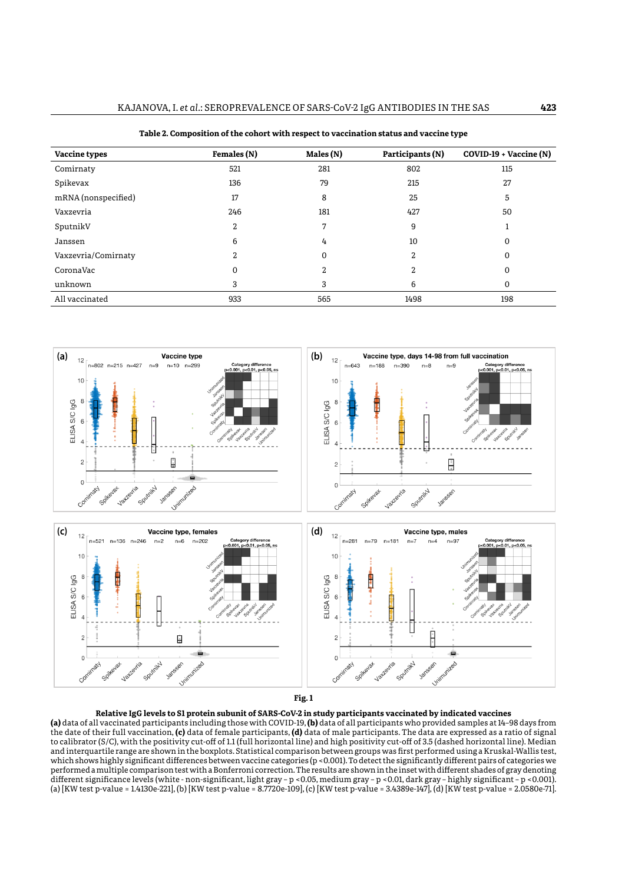**Table 2. Composition of the cohort with respect to vaccination status and vaccine type**

| Vaccine types | Females (N) | Males (N) | Participants (N) | COVID-19 + Vaccine (N) |
|---|---|---|---|---|
| Comirnaty | 521 | 281 | 802 | 115 |
| Spikevax | 136 | 79 | 215 | 27 |
| mRNA (nonspecified) | 17 | 8 | 25 | 5 |
| Vaxzevria | 246 | 181 | 427 | 50 |
| SputnikV | 2 | 7 | 9 | 1 |
| Janssen | 6 | 4 | 10 | 0 |
| Vaxzevria/Comirnaty | 2 | 0 | 2 | 0 |
| CoronaVac | 0 | 2 | 2 | 0 |
| unknown | 3 | 3 | 6 | 0 |
| All vaccinated | 933 | 565 | 1498 | 198 |

**Fig. 1**

**Relative IgG levels to S1 protein subunit of SARS-CoV-2 in study participants vaccinated by indicated vaccines**

**(a)** data of all vaccinated participants including those with COVID-19, **(b)** data of all participants who provided samples at 14–98 days from the date of their full vaccination, **(c)** data of female participants, **(d)** data of male participants. The data are expressed as a ratio of signal to calibrator (S/C), with the positivity cut-off of 1.1 (full horizontal line) and high positivity cut-off of 3.5 (dashed horizontal line). Median and interquartile range are shown in the boxplots. Statistical comparison between groups was first performed using a Kruskal-Wallis test, which shows highly significant differences between vaccine categories ($p < 0.001$). To detect the significantly different pairs of categories we performed a multiple comparison test with a Bonferroni correction. The results are shown in the inset with different shades of gray denoting different significance levels (white – non-significant, light gray – $p < 0.05$, medium gray – $p < 0.01$, dark gray – highly significant – $p < 0.001$). (a) [KW test p-value = 1.4130e-221], (b) [KW test p-value = 8.7720e-109], (c) [KW test p-value = 3.4389e-147], (d) [KW test p-value = 2.0580e-71].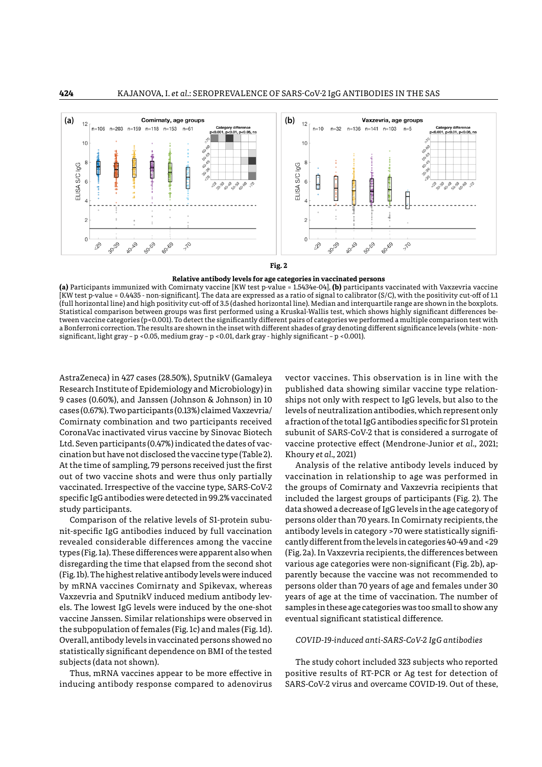**Fig. 2**

**Relative antibody levels for age categories in vaccinated persons**

**(a)** Participants immunized with Comirnaty vaccine [KW test p-value = 1.5434e-04], **(b)** participants vaccinated with Vaxzevria vaccine [KW test p-value = 0.4435 - non-significant]. The data are expressed as a ratio of signal to calibrator (S/C), with the positivity cut-off of 1.1 (full horizontal line) and high positivity cut-off of 3.5 (dashed horizontal line). Median and interquartile range are shown in the boxplots. Statistical comparison between groups was first performed using a Kruskal-Wallis test, which shows highly significant differences between vaccine categories (p<0.001). To detect the significantly different pairs of categories we performed a multiple comparison test with a Bonferroni correction. The results are shown in the inset with different shades of gray denoting different significance levels (white - non-significant, light gray – p <0.05, medium gray – p <0.01, dark gray - highly significant – p <0.001).

AstraZeneca) in 427 cases (28.50%), SputnikV (Gamaleya Research Institute of Epidemiology and Microbiology) in 9 cases (0.60%), and Janssen (Johnson & Johnson) in 10 cases (0.67%). Two participants (0.13%) claimed Vaxzevria/Comirnaty combination and two participants received CoronaVac inactivated virus vaccine by Sinovac Biotech Ltd. Seven participants (0.47%) indicated the dates of vaccination but have not disclosed the vaccine type (Table 2). At the time of sampling, 79 persons received just the first out of two vaccine shots and were thus only partially vaccinated. Irrespective of the vaccine type, SARS-CoV-2 specific IgG antibodies were detected in 99.2% vaccinated study participants.

Comparison of the relative levels of S1-protein subunit-specific IgG antibodies induced by full vaccination revealed considerable differences among the vaccine types (Fig. 1a). These differences were apparent also when disregarding the time that elapsed from the second shot (Fig. 1b). The highest relative antibody levels were induced by mRNA vaccines Comirnaty and Spikevax, whereas Vaxzevria and SputnikV induced medium antibody levels. The lowest IgG levels were induced by the one-shot vaccine Janssen. Similar relationships were observed in the subpopulation of females (Fig. 1c) and males (Fig. 1d). Overall, antibody levels in vaccinated persons showed no statistically significant dependence on BMI of the tested subjects (data not shown).

Thus, mRNA vaccines appear to be more effective in inducing antibody response compared to adenovirus vector vaccines. This observation is in line with the published data showing similar vaccine type relationships not only with respect to IgG levels, but also to the levels of neutralization antibodies, which represent only a fraction of the total IgG antibodies specific for S1 protein subunit of SARS-CoV-2 that is considered a surrogate of vaccine protective effect (Mendrone-Junior *et al.,* 2021; Khoury *et al.,* 2021)

Analysis of the relative antibody levels induced by vaccination in relationship to age was performed in the groups of Comirnaty and Vaxzevria recipients that included the largest groups of participants (Fig. 2). The data showed a decrease of IgG levels in the age category of persons older than 70 years. In Comirnaty recipients, the antibody levels in category >70 were statistically significantly different from the levels in categories 40-49 and <29 (Fig. 2a). In Vaxzevria recipients, the differences between various age categories were non-significant (Fig. 2b), apparently because the vaccine was not recommended to persons older than 70 years of age and females under 30 years of age at the time of vaccination. The number of samples in these age categories was too small to show any eventual significant statistical difference.

*COVID-19-induced anti-SARS-CoV-2 IgG antibodies*

The study cohort included 323 subjects who reported positive results of RT-PCR or Ag test for detection of SARS-CoV-2 virus and overcame COVID-19. Out of these,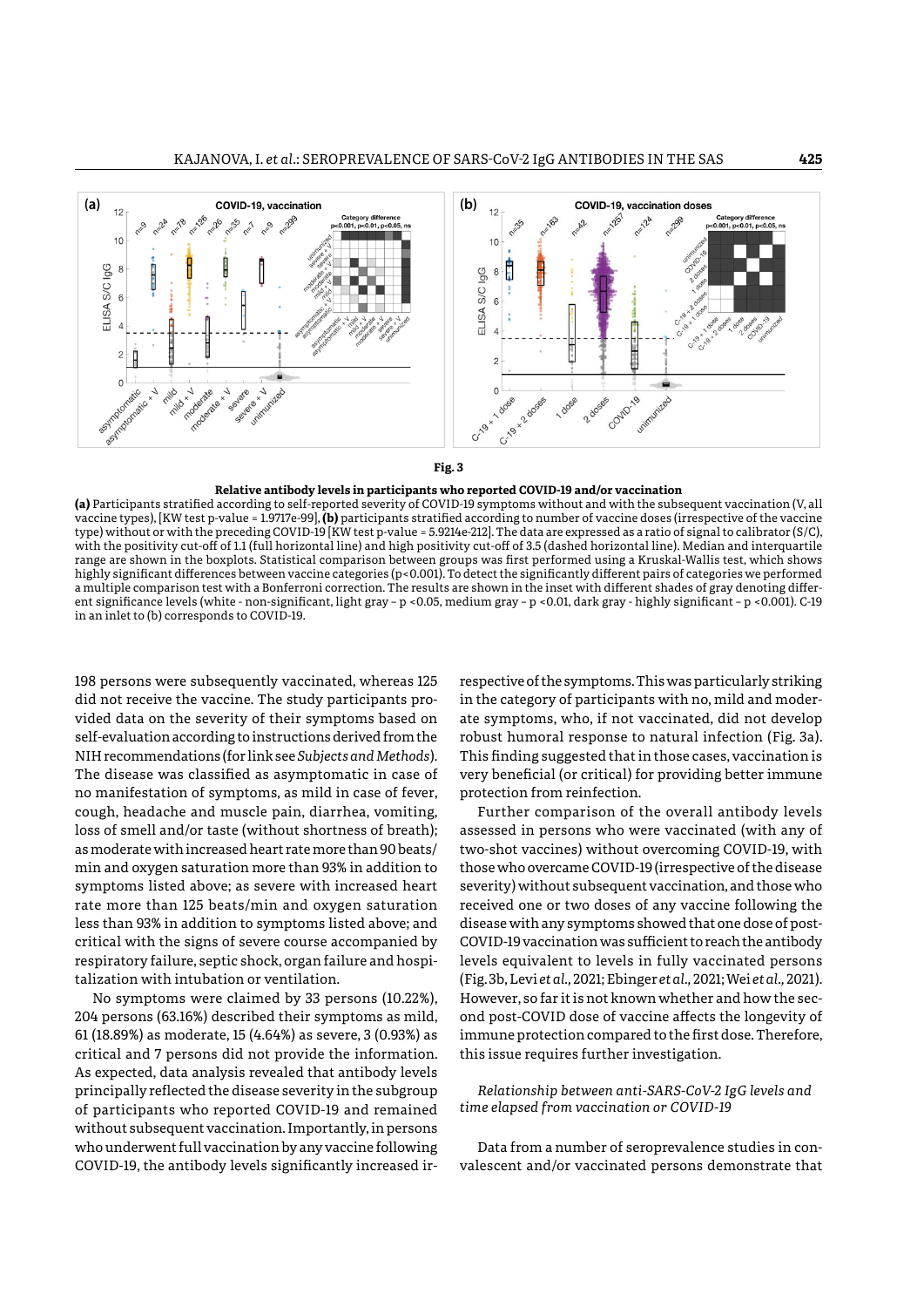**Fig. 3**

**Relative antibody levels in participants who reported COVID-19 and/or vaccination**

**(a)** Participants stratified according to self-reported severity of COVID-19 symptoms without and with the subsequent vaccination (V, all vaccine types), [KW test p-value = 1.9717e-99], **(b)** participants stratified according to number of vaccine doses (irrespective of the vaccine type) without or with the preceding COVID-19 [KW test p-value = 5.9214e-212]. The data are expressed as a ratio of signal to calibrator (S/C), with the positivity cut-off of 1.1 (full horizontal line) and high positivity cut-off of 3.5 (dashed horizontal line). Median and interquartile range are shown in the boxplots. Statistical comparison between groups was first performed using a Kruskal-Wallis test, which shows highly significant differences between vaccine categories (p<0.001). To detect the significantly different pairs of categories we performed a multiple comparison test with a Bonferroni correction. The results are shown in the inset with different shades of gray denoting different significance levels (white - non-significant, light gray – p <0.05, medium gray – p <0.01, dark gray - highly significant – p <0.001). C-19 in an inlet to (b) corresponds to COVID-19.

198 persons were subsequently vaccinated, whereas 125 did not receive the vaccine. The study participants provided data on the severity of their symptoms based on self-evaluation according to instructions derived from the NIH recommendations (for link see *Subjects and Methods*). The disease was classified as asymptomatic in case of no manifestation of symptoms, as mild in case of fever, cough, headache and muscle pain, diarrhea, vomiting, loss of smell and/or taste (without shortness of breath); as moderate with increased heart rate more than 90 beats/min and oxygen saturation more than 93% in addition to symptoms listed above; as severe with increased heart rate more than 125 beats/min and oxygen saturation less than 93% in addition to symptoms listed above; and critical with the signs of severe course accompanied by respiratory failure, septic shock, organ failure and hospitalization with intubation or ventilation.

No symptoms were claimed by 33 persons (10.22%), 204 persons (63.16%) described their symptoms as mild, 61 (18.89%) as moderate, 15 (4.64%) as severe, 3 (0.93%) as critical and 7 persons did not provide the information. As expected, data analysis revealed that antibody levels principally reflected the disease severity in the subgroup of participants who reported COVID-19 and remained without subsequent vaccination. Importantly, in persons who underwent full vaccination by any vaccine following COVID-19, the antibody levels significantly increased irrespective of the symptoms. This was particularly striking in the category of participants with no, mild and moderate symptoms, who, if not vaccinated, did not develop robust humoral response to natural infection (Fig. 3a). This finding suggested that in those cases, vaccination is very beneficial (or critical) for providing better immune protection from reinfection.

Further comparison of the overall antibody levels assessed in persons who were vaccinated (with any of two-shot vaccines) without overcoming COVID-19, with those who overcame COVID-19 (irrespective of the disease severity) without subsequent vaccination, and those who received one or two doses of any vaccine following the disease with any symptoms showed that one dose of post-COVID-19 vaccination was sufficient to reach the antibody levels equivalent to levels in fully vaccinated persons (Fig. 3b, Levi *et al.*, 2021; Ebinger *et al.*, 2021; Wei *et al.*, 2021). However, so far it is not known whether and how the second post-COVID dose of vaccine affects the longevity of immune protection compared to the first dose. Therefore, this issue requires further investigation.

*Relationship between anti-SARS-CoV-2 IgG levels and time elapsed from vaccination or COVID-19*

Data from a number of seroprevalence studies in convalescent and/or vaccinated persons demonstrate that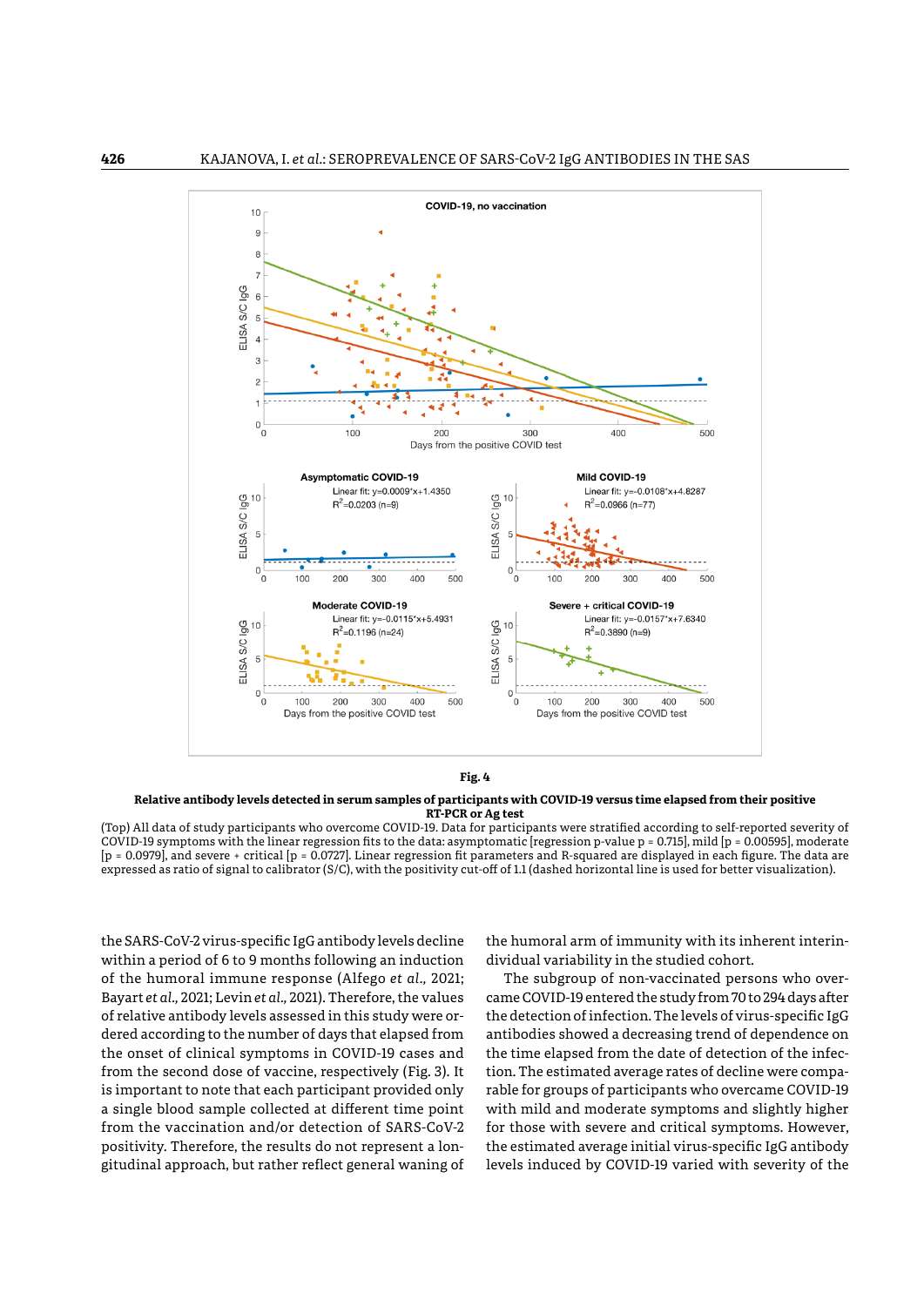**Fig. 4**

**Relative antibody levels detected in serum samples of participants with COVID-19 versus time elapsed from their positive RT-PCR or Ag test**

(Top) All data of study participants who overcome COVID-19. Data for participants were stratified according to self-reported severity of COVID-19 symptoms with the linear regression fits to the data: asymptomatic [regression p-value p = 0.715], mild [p = 0.00595], moderate [p = 0.0979], and severe + critical [p = 0.0727]. Linear regression fit parameters and R-squared are displayed in each figure. The data are expressed as ratio of signal to calibrator (S/C), with the positivity cut-off of 1.1 (dashed horizontal line is used for better visualization).

the SARS-CoV-2 virus-specific IgG antibody levels decline within a period of 6 to 9 months following an induction of the humoral immune response (Alfego *et al.*, 2021; Bayart *et al.*, 2021; Levin *et al.*, 2021). Therefore, the values of relative antibody levels assessed in this study were ordered according to the number of days that elapsed from the onset of clinical symptoms in COVID-19 cases and from the second dose of vaccine, respectively (Fig. 3). It is important to note that each participant provided only a single blood sample collected at different time point from the vaccination and/or detection of SARS-CoV-2 positivity. Therefore, the results do not represent a longitudinal approach, but rather reflect general waning of the humoral arm of immunity with its inherent interindividual variability in the studied cohort.

The subgroup of non-vaccinated persons who overcame COVID-19 entered the study from 70 to 294 days after the detection of infection. The levels of virus-specific IgG antibodies showed a decreasing trend of dependence on the time elapsed from the date of detection of the infection. The estimated average rates of decline were comparable for groups of participants who overcame COVID-19 with mild and moderate symptoms and slightly higher for those with severe and critical symptoms. However, the estimated average initial virus-specific IgG antibody levels induced by COVID-19 varied with severity of the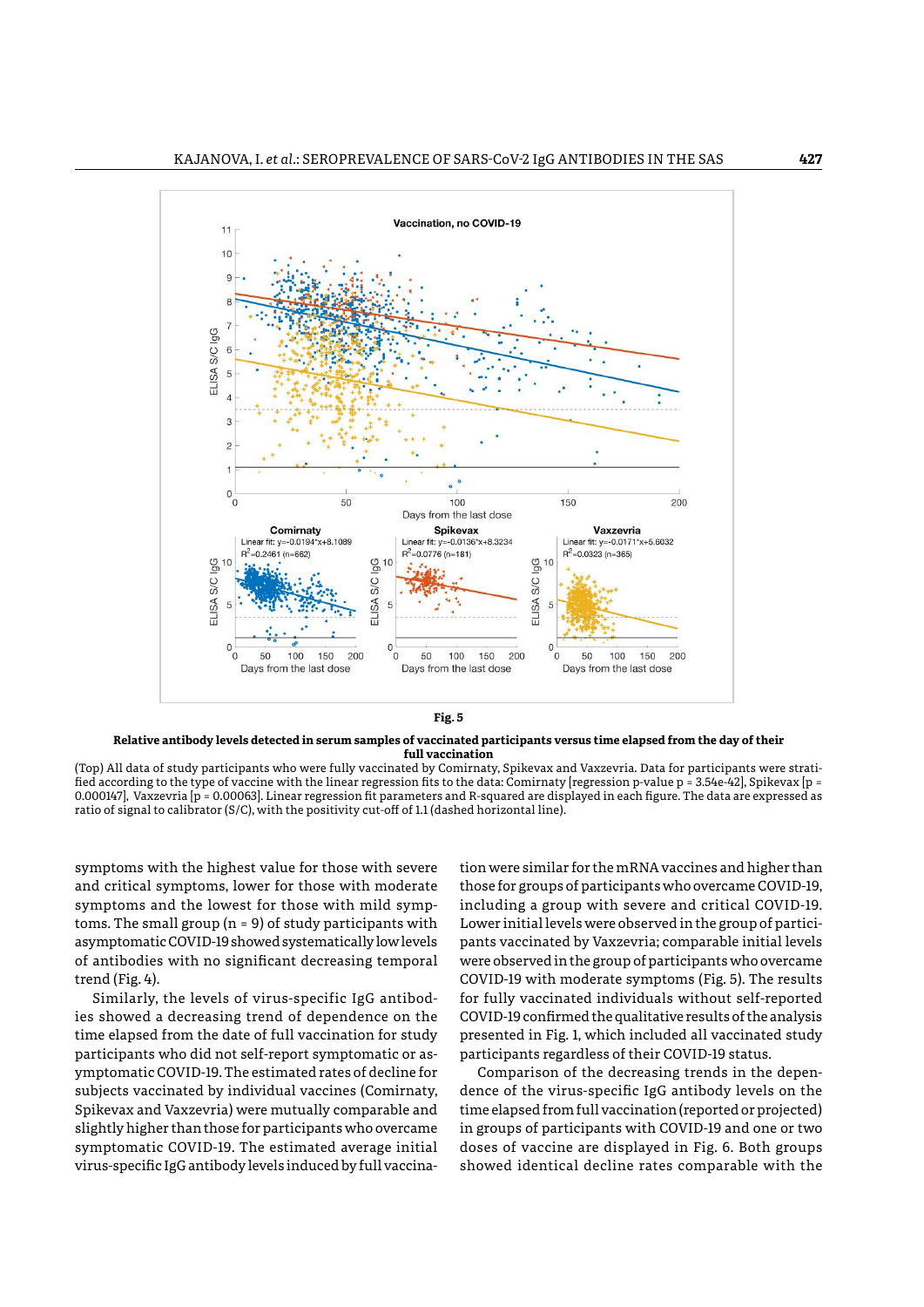**Fig. 5**

**Relative antibody levels detected in serum samples of vaccinated participants versus time elapsed from the day of their full vaccination**

(Top) All data of study participants who were fully vaccinated by Comirnaty, Spikevax and Vaxzevria. Data for participants were stratified according to the type of vaccine with the linear regression fits to the data: Comirnaty [regression p-value p = 3.54e-42], Spikevax [p = 0.000147], Vaxzevria [p = 0.00063]. Linear regression fit parameters and R-squared are displayed in each figure. The data are expressed as ratio of signal to calibrator (S/C), with the positivity cut-off of 1.1 (dashed horizontal line).

symptoms with the highest value for those with severe and critical symptoms, lower for those with moderate symptoms and the lowest for those with mild symptoms. The small group (n = 9) of study participants with asymptomatic COVID-19 showed systematically low levels of antibodies with no significant decreasing temporal trend (Fig. 4).

Similarly, the levels of virus-specific IgG antibodies showed a decreasing trend of dependence on the time elapsed from the date of full vaccination for study participants who did not self-report symptomatic or asymptomatic COVID-19. The estimated rates of decline for subjects vaccinated by individual vaccines (Comirnaty, Spikevax and Vaxzevria) were mutually comparable and slightly higher than those for participants who overcame symptomatic COVID-19. The estimated average initial virus-specific IgG antibody levels induced by full vaccination were similar for the mRNA vaccines and higher than those for groups of participants who overcame COVID-19, including a group with severe and critical COVID-19. Lower initial levels were observed in the group of participants vaccinated by Vaxzevria; comparable initial levels were observed in the group of participants who overcame COVID-19 with moderate symptoms (Fig. 5). The results for fully vaccinated individuals without self-reported COVID-19 confirmed the qualitative results of the analysis presented in Fig. 1, which included all vaccinated study participants regardless of their COVID-19 status.

Comparison of the decreasing trends in the dependence of the virus-specific IgG antibody levels on the time elapsed from full vaccination (reported or projected) in groups of participants with COVID-19 and one or two doses of vaccine are displayed in Fig. 6. Both groups showed identical decline rates comparable with the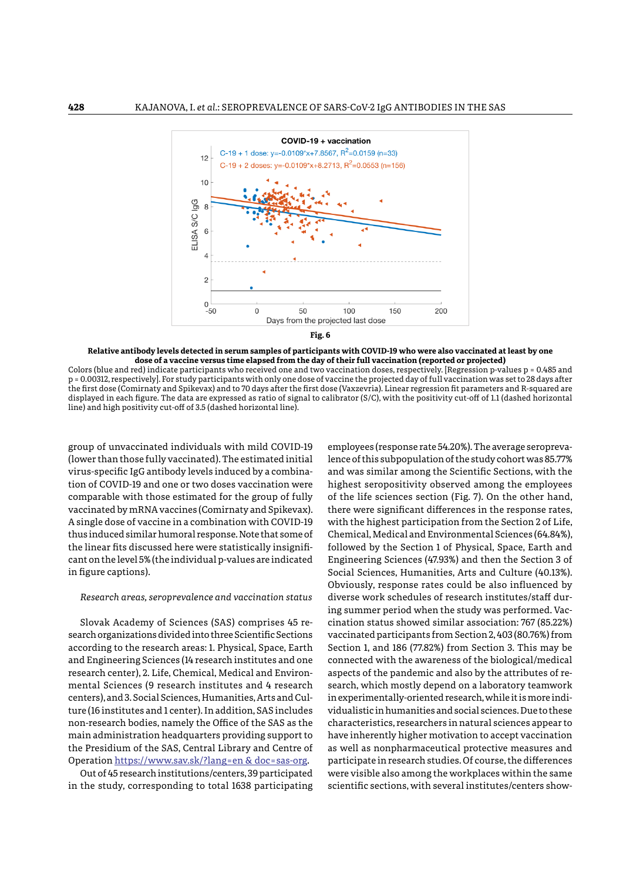Fig. 6

**Relative antibody levels detected in serum samples of participants with COVID-19 who were also vaccinated at least by one dose of a vaccine versus time elapsed from the day of their full vaccination (reported or projected)**

Colors (blue and red) indicate participants who received one and two vaccination doses, respectively. [Regression p-values p = 0.485 and p = 0.00312, respectively]. For study participants with only one dose of vaccine the projected day of full vaccination was set to 28 days after the first dose (Comirnaty and Spikevax) and to 70 days after the first dose (Vaxzevria). Linear regression fit parameters and R-squared are displayed in each figure. The data are expressed as ratio of signal to calibrator (S/C), with the positivity cut-off of 1.1 (dashed horizontal line) and high positivity cut-off of 3.5 (dashed horizontal line).

group of unvaccinated individuals with mild COVID-19 (lower than those fully vaccinated). The estimated initial virus-specific IgG antibody levels induced by a combination of COVID-19 and one or two doses vaccination were comparable with those estimated for the group of fully vaccinated by mRNA vaccines (Comirnaty and Spikevax). A single dose of vaccine in a combination with COVID-19 thus induced similar humoral response. Note that some of the linear fits discussed here were statistically insignificant on the level 5% (the individual p-values are indicated in figure captions).

*Research areas, seroprevalence and vaccination status*

Slovak Academy of Sciences (SAS) comprises 45 research organizations divided into three Scientific Sections according to the research areas: 1. Physical, Space, Earth and Engineering Sciences (14 research institutes and one research center), 2. Life, Chemical, Medical and Environmental Sciences (9 research institutes and 4 research centers), and 3. Social Sciences, Humanities, Arts and Culture (16 institutes and 1 center). In addition, SAS includes non-research bodies, namely the Office of the SAS as the main administration headquarters providing support to the Presidium of the SAS, Central Library and Centre of Operation https://www.sav.sk/?lang=en & doc=sas-org.

Out of 45 research institutions/centers, 39 participated in the study, corresponding to total 1638 participating employees (response rate 54.20%). The average seroprevalence of this subpopulation of the study cohort was 85.77% and was similar among the Scientific Sections, with the highest seropositivity observed among the employees of the life sciences section (Fig. 7). On the other hand, there were significant differences in the response rates, with the highest participation from the Section 2 of Life, Chemical, Medical and Environmental Sciences (64.84%), followed by the Section 1 of Physical, Space, Earth and Engineering Sciences (47.93%) and then the Section 3 of Social Sciences, Humanities, Arts and Culture (40.13%). Obviously, response rates could be also influenced by diverse work schedules of research institutes/staff during summer period when the study was performed. Vaccination status showed similar association: 767 (85.22%) vaccinated participants from Section 2, 403 (80.76%) from Section 1, and 186 (77.82%) from Section 3. This may be connected with the awareness of the biological/medical aspects of the pandemic and also by the attributes of research, which mostly depend on a laboratory teamwork in experimentally-oriented research, while it is more individualistic in humanities and social sciences. Due to these characteristics, researchers in natural sciences appear to have inherently higher motivation to accept vaccination as well as nonpharmaceutical protective measures and participate in research studies. Of course, the differences were visible also among the workplaces within the same scientific sections, with several institutes/centers show-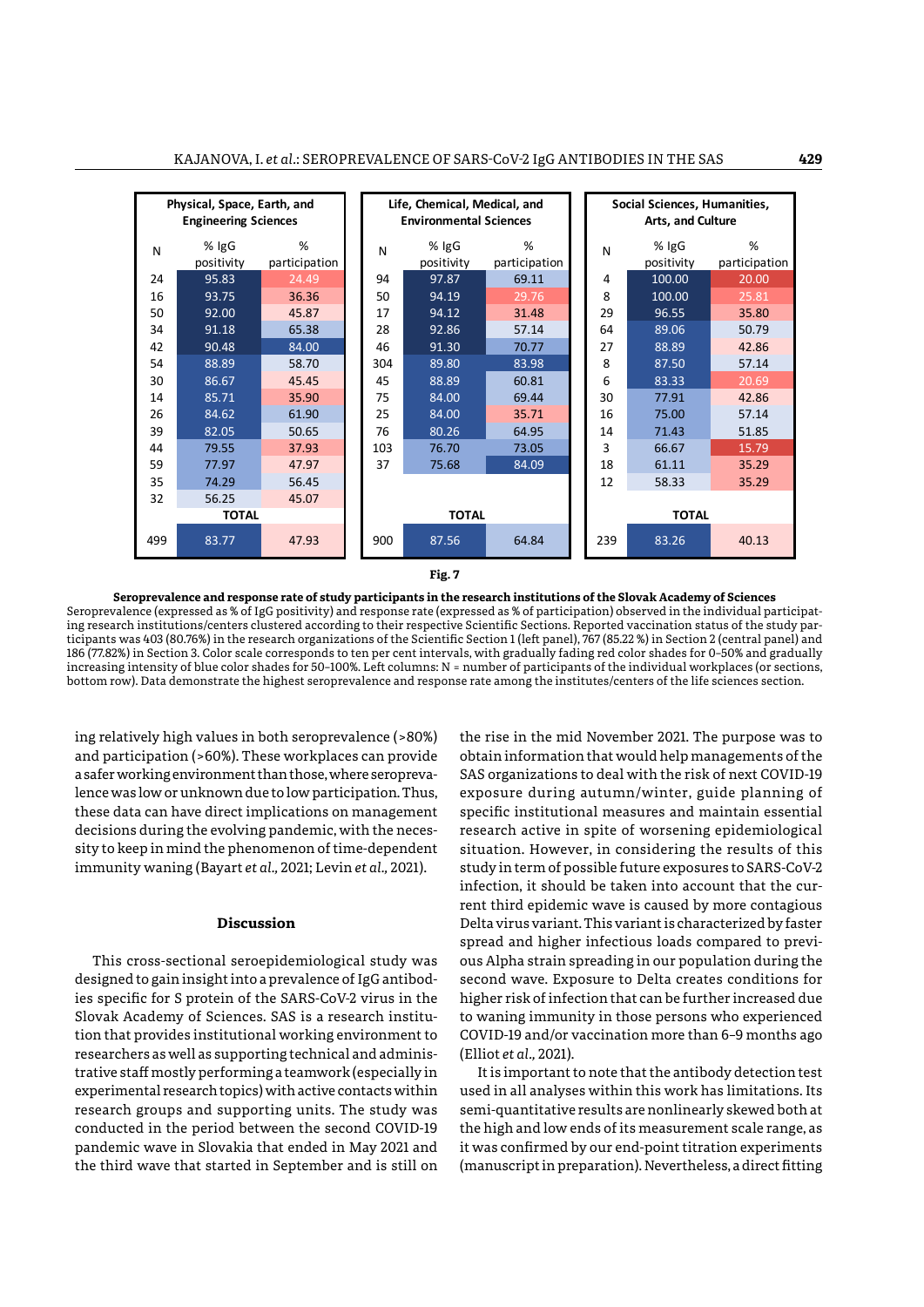| Physical, Space, Earth, and Engineering Sciences | | | Life, Chemical, Medical, and Environmental Sciences | | | Social Sciences, Humanities, Arts, and Culture | | |
|---|---|---|---|---|---|---|---|---|
| N | % IgG positivity | % participation | N | % IgG positivity | % participation | N | % IgG positivity | % participation |
| 24 | 95.83 | 24.49 | 94 | 97.87 | 69.11 | 4 | 100.00 | 20.00 |
| 16 | 93.75 | 36.36 | 50 | 94.19 | 29.76 | 8 | 100.00 | 25.81 |
| 50 | 92.00 | 45.87 | 17 | 94.12 | 31.48 | 29 | 96.55 | 35.80 |
| 34 | 91.18 | 65.38 | 28 | 92.86 | 57.14 | 64 | 89.06 | 50.79 |
| 42 | 90.48 | 84.00 | 46 | 91.30 | 70.77 | 27 | 88.89 | 42.86 |
| 54 | 88.89 | 58.70 | 304 | 89.80 | 83.98 | 8 | 87.50 | 57.14 |
| 30 | 86.67 | 45.45 | 45 | 88.89 | 60.81 | 6 | 83.33 | 20.69 |
| 14 | 85.71 | 35.90 | 75 | 84.00 | 69.44 | 30 | 77.91 | 42.86 |
| 26 | 84.62 | 61.90 | 25 | 84.00 | 35.71 | 16 | 75.00 | 57.14 |
| 39 | 82.05 | 50.65 | 76 | 80.26 | 64.95 | 14 | 71.43 | 51.85 |
| 44 | 79.55 | 37.93 | 103 | 76.70 | 73.05 | 3 | 66.67 | 15.79 |
| 59 | 77.97 | 47.97 | 37 | 75.68 | 84.09 | 18 | 61.11 | 35.29 |
| 35 | 74.29 | 56.45 | | | | 12 | 58.33 | 35.29 |
| 32 | 56.25 | 45.07 | | | | | | |
| | TOTAL | | | TOTAL | | | TOTAL | |
| 499 | 83.77 | 47.93 | 900 | 87.56 | 64.84 | 239 | 83.26 | 40.13 |

**Fig. 7**

**Seroprevalence and response rate of study participants in the research institutions of the Slovak Academy of Sciences**
Seroprevalence (expressed as % of IgG positivity) and response rate (expressed as % of participation) observed in the individual participating research institutions/centers clustered according to their respective Scientific Sections. Reported vaccination status of the study participants was 403 (80.76%) in the research organizations of the Scientific Section 1 (left panel), 767 (85.22 %) in Section 2 (central panel) and 186 (77.82%) in Section 3. Color scale corresponds to ten per cent intervals, with gradually fading red color shades for 0–50% and gradually increasing intensity of blue color shades for 50–100%. Left columns: N = number of participants of the individual workplaces (or sections, bottom row). Data demonstrate the highest seroprevalence and response rate among the institutes/centers of the life sciences section.

ing relatively high values in both seroprevalence (>80%) and participation (>60%). These workplaces can provide a safer working environment than those, where seroprevalence was low or unknown due to low participation. Thus, these data can have direct implications on management decisions during the evolving pandemic, with the necessity to keep in mind the phenomenon of time-dependent immunity waning (Bayart *et al.*, 2021; Levin *et al.*, 2021).

## Discussion

This cross-sectional seroepidemiological study was designed to gain insight into a prevalence of IgG antibodies specific for S protein of the SARS-CoV-2 virus in the Slovak Academy of Sciences. SAS is a research institution that provides institutional working environment to researchers as well as supporting technical and administrative staff mostly performing a teamwork (especially in experimental research topics) with active contacts within research groups and supporting units. The study was conducted in the period between the second COVID-19 pandemic wave in Slovakia that ended in May 2021 and the third wave that started in September and is still on the rise in the mid November 2021. The purpose was to obtain information that would help managements of the SAS organizations to deal with the risk of next COVID-19 exposure during autumn/winter, guide planning of specific institutional measures and maintain essential research active in spite of worsening epidemiological situation. However, in considering the results of this study in term of possible future exposures to SARS-CoV-2 infection, it should be taken into account that the current third epidemic wave is caused by more contagious Delta virus variant. This variant is characterized by faster spread and higher infectious loads compared to previous Alpha strain spreading in our population during the second wave. Exposure to Delta creates conditions for higher risk of infection that can be further increased due to waning immunity in those persons who experienced COVID-19 and/or vaccination more than 6–9 months ago (Elliot *et al.*, 2021).

It is important to note that the antibody detection test used in all analyses within this work has limitations. Its semi-quantitative results are nonlinearly skewed both at the high and low ends of its measurement scale range, as it was confirmed by our end-point titration experiments (manuscript in preparation). Nevertheless, a direct fitting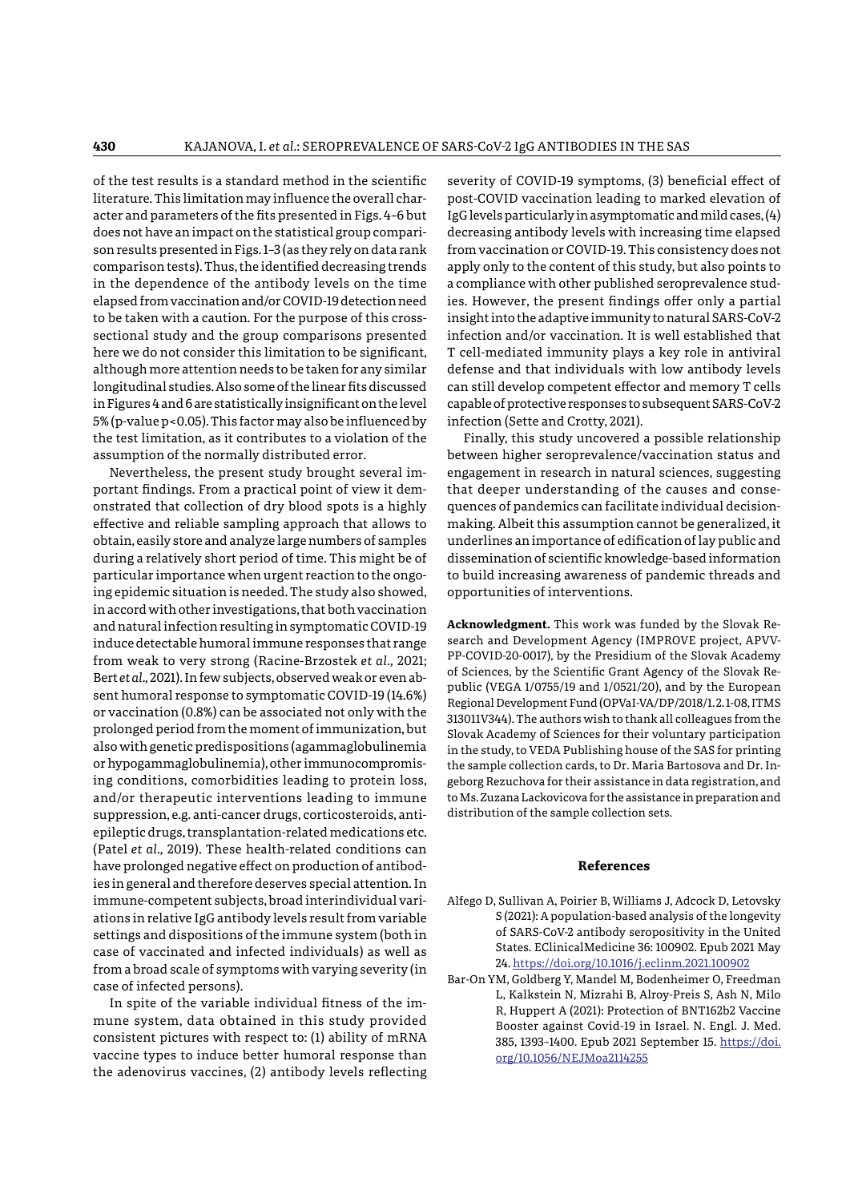of the test results is a standard method in the scientific literature. This limitation may influence the overall character and parameters of the fits presented in Figs. 4–6 but does not have an impact on the statistical group comparison results presented in Figs. 1–3 (as they rely on data rank comparison tests). Thus, the identified decreasing trends in the dependence of the antibody levels on the time elapsed from vaccination and/or COVID-19 detection need to be taken with a caution. For the purpose of this cross-sectional study and the group comparisons presented here we do not consider this limitation to be significant, although more attention needs to be taken for any similar longitudinal studies. Also some of the linear fits discussed in Figures 4 and 6 are statistically insignificant on the level 5% (p-value $p<0.05$). This factor may also be influenced by the test limitation, as it contributes to a violation of the assumption of the normally distributed error.

Nevertheless, the present study brought several important findings. From a practical point of view it demonstrated that collection of dry blood spots is a highly effective and reliable sampling approach that allows to obtain, easily store and analyze large numbers of samples during a relatively short period of time. This might be of particular importance when urgent reaction to the ongoing epidemic situation is needed. The study also showed, in accord with other investigations, that both vaccination and natural infection resulting in symptomatic COVID-19 induce detectable humoral immune responses that range from weak to very strong (Racine-Brzostek *et al.,* 2021; Bert *et al.,* 2021). In few subjects, observed weak or even absent humoral response to symptomatic COVID-19 (14.6%) or vaccination (0.8%) can be associated not only with the prolonged period from the moment of immunization, but also with genetic predispositions (agammaglobulinemia or hypogammaglobulinemia), other immunocompromising conditions, comorbidities leading to protein loss, and/or therapeutic interventions leading to immune suppression, e.g. anti-cancer drugs, corticosteroids, antiepileptic drugs, transplantation-related medications etc. (Patel *et al.,* 2019). These health-related conditions can have prolonged negative effect on production of antibodies in general and therefore deserves special attention. In immune-competent subjects, broad interindividual variations in relative IgG antibody levels result from variable settings and dispositions of the immune system (both in case of vaccinated and infected individuals) as well as from a broad scale of symptoms with varying severity (in case of infected persons).

In spite of the variable individual fitness of the immune system, data obtained in this study provided consistent pictures with respect to: (1) ability of mRNA vaccine types to induce better humoral response than the adenovirus vaccines, (2) antibody levels reflecting severity of COVID-19 symptoms, (3) beneficial effect of post-COVID vaccination leading to marked elevation of IgG levels particularly in asymptomatic and mild cases, (4) decreasing antibody levels with increasing time elapsed from vaccination or COVID-19. This consistency does not apply only to the content of this study, but also points to a compliance with other published seroprevalence studies. However, the present findings offer only a partial insight into the adaptive immunity to natural SARS-CoV-2 infection and/or vaccination. It is well established that T cell-mediated immunity plays a key role in antiviral defense and that individuals with low antibody levels can still develop competent effector and memory T cells capable of protective responses to subsequent SARS-CoV-2 infection (Sette and Crotty, 2021).

Finally, this study uncovered a possible relationship between higher seroprevalence/vaccination status and engagement in research in natural sciences, suggesting that deeper understanding of the causes and consequences of pandemics can facilitate individual decision-making. Albeit this assumption cannot be generalized, it underlines an importance of edification of lay public and dissemination of scientific knowledge-based information to build increasing awareness of pandemic threads and opportunities of interventions.

**Acknowledgment.** This work was funded by the Slovak Research and Development Agency (IMPROVE project, APVV-PP-COVID-20-0017), by the Presidium of the Slovak Academy of Sciences, by the Scientific Grant Agency of the Slovak Republic (VEGA 1/0755/19 and 1/0521/20), and by the European Regional Development Fund (OPVaI-VA/DP/2018/1.2.1-08, ITMS 313011V344). The authors wish to thank all colleagues from the Slovak Academy of Sciences for their voluntary participation in the study, to VEDA Publishing house of the SAS for printing the sample collection cards, to Dr. Maria Bartosova and Dr. Ingeborg Rezuchova for their assistance in data registration, and to Ms. Zuzana Lackovicova for the assistance in preparation and distribution of the sample collection sets.

## References

Alfego D, Sullivan A, Poirier B, Williams J, Adcock D, Letovsky S (2021): A population-based analysis of the longevity of SARS-CoV-2 antibody seropositivity in the United States. EClinicalMedicine 36: 100902. Epub 2021 May 24. https://doi.org/10.1016/j.eclinm.2021.100902

Bar-On YM, Goldberg Y, Mandel M, Bodenheimer O, Freedman L, Kalkstein N, Mizrahi B, Alroy-Preis S, Ash N, Milo R, Huppert A (2021): Protection of BNT162b2 Vaccine Booster against Covid-19 in Israel. N. Engl. J. Med. 385, 1393–1400. Epub 2021 September 15. https://doi.org/10.1056/NEJMoa2114255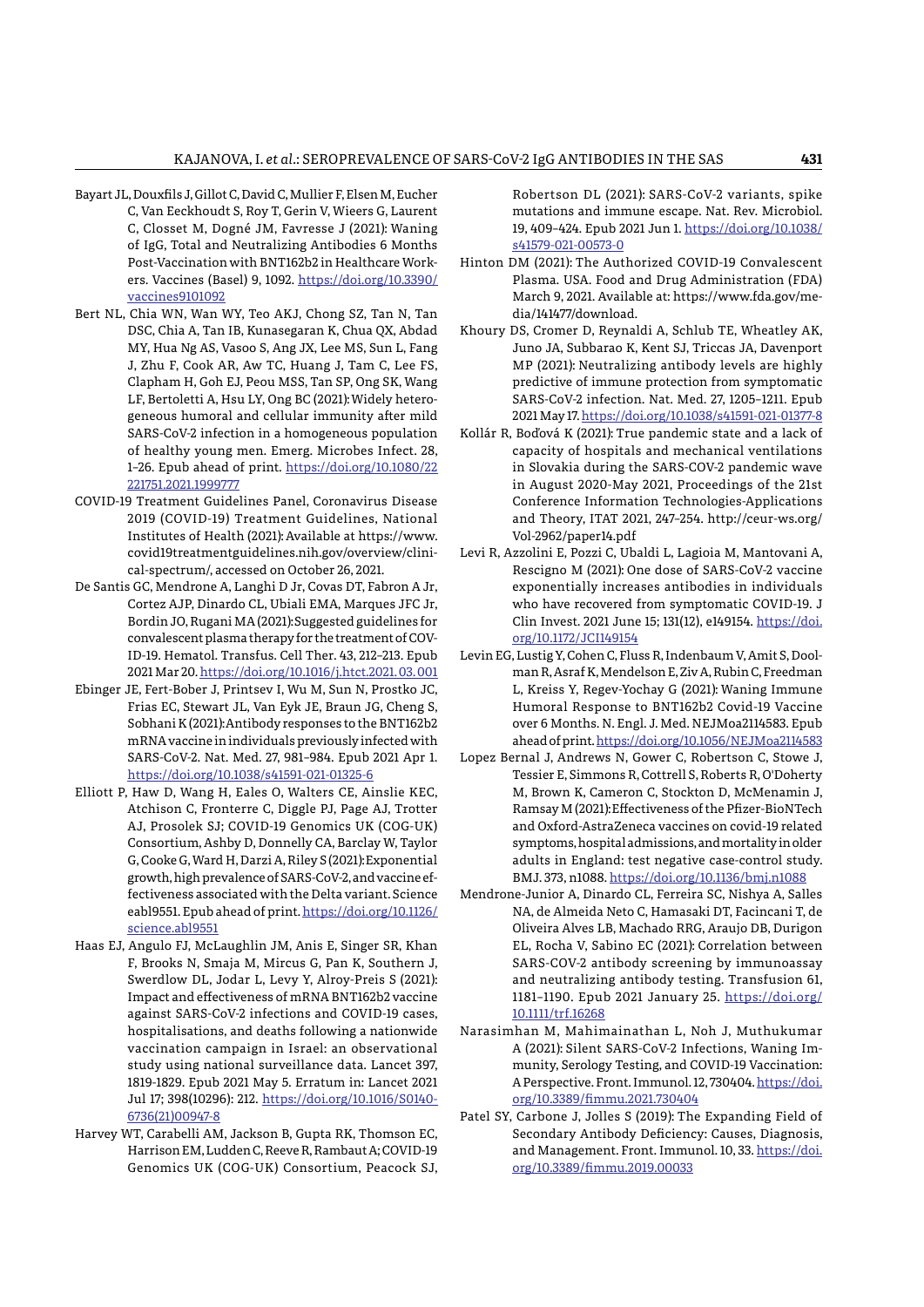Bayart JL, Douxfils J, Gillot C, David C, Mullier F, Elsen M, Eucher C, Van Eeckhoudt S, Roy T, Gerin V, Wieers G, Laurent C, Closset M, Dogné JM, Favresse J (2021): Waning of IgG, Total and Neutralizing Antibodies 6 Months Post-Vaccination with BNT162b2 in Healthcare Workers. Vaccines (Basel) 9, 1092. https://doi.org/10.3390/vaccines9101092

Bert NL, Chia WN, Wan WY, Teo AKJ, Chong SZ, Tan N, Tan DSC, Chia A, Tan IB, Kunasegaran K, Chua QX, Abdad MY, Hua Ng AS, Vasoo S, Ang JX, Lee MS, Sun L, Fang J, Zhu F, Cook AR, Aw TC, Huang J, Tam C, Lee FS, Clapham H, Goh EJ, Peou MSS, Tan SP, Ong SK, Wang LF, Bertoletti A, Hsu LY, Ong BC (2021): Widely heterogeneous humoral and cellular immunity after mild SARS-CoV-2 infection in a homogeneous population of healthy young men. Emerg. Microbes Infect. 28, 1–26. Epub ahead of print. https://doi.org/10.1080/22221751.2021.1999777

COVID-19 Treatment Guidelines Panel, Coronavirus Disease 2019 (COVID-19) Treatment Guidelines, National Institutes of Health (2021): Available at https://www.covid19treatmentguidelines.nih.gov/overview/clinical-spectrum/, accessed on October 26, 2021.

De Santis GC, Mendrone A, Langhi D Jr, Covas DT, Fabron A Jr, Cortez AJP, Dinardo CL, Ubiali EMA, Marques JFC Jr, Bordin JO, Rugani MA (2021): Suggested guidelines for convalescent plasma therapy for the treatment of COVID-19. Hematol. Transfus. Cell Ther. 43, 212–213. Epub 2021 Mar 20. https://doi.org/10.1016/j.htct.2021.03.001

Ebinger JE, Fert-Bober J, Printsev I, Wu M, Sun N, Prostko JC, Frias EC, Stewart JL, Van Eyk JE, Braun JG, Cheng S, Sobhani K (2021): Antibody responses to the BNT162b2 mRNA vaccine in individuals previously infected with SARS-CoV-2. Nat. Med. 27, 981–984. Epub 2021 Apr 1. https://doi.org/10.1038/s41591-021-01325-6

Elliott P, Haw D, Wang H, Eales O, Walters CE, Ainslie KEC, Atchison C, Fronterre C, Diggle PJ, Page AJ, Trotter AJ, Prosolek SJ; COVID-19 Genomics UK (COG-UK) Consortium, Ashby D, Donnelly CA, Barclay W, Taylor G, Cooke G, Ward H, Darzi A, Riley S (2021): Exponential growth, high prevalence of SARS-CoV-2, and vaccine effectiveness associated with the Delta variant. Science eabl9551. Epub ahead of print. https://doi.org/10.1126/science.abl9551

Haas EJ, Angulo FJ, McLaughlin JM, Anis E, Singer SR, Khan F, Brooks N, Smaja M, Mircus G, Pan K, Southern J, Swerdlow DL, Jodar L, Levy Y, Alroy-Preis S (2021): Impact and effectiveness of mRNA BNT162b2 vaccine against SARS-CoV-2 infections and COVID-19 cases, hospitalisations, and deaths following a nationwide vaccination campaign in Israel: an observational study using national surveillance data. Lancet 397, 1819-1829. Epub 2021 May 5. Erratum in: Lancet 2021 Jul 17; 398(10296): 212. https://doi.org/10.1016/S0140-6736(21)00947-8

Harvey WT, Carabelli AM, Jackson B, Gupta RK, Thomson EC, Harrison EM, Ludden C, Reeve R, Rambaut A; COVID-19 Genomics UK (COG-UK) Consortium, Peacock SJ, Robertson DL (2021): SARS-CoV-2 variants, spike mutations and immune escape. Nat. Rev. Microbiol. 19, 409–424. Epub 2021 Jun 1. https://doi.org/10.1038/s41579-021-00573-0

Hinton DM (2021): The Authorized COVID-19 Convalescent Plasma. USA. Food and Drug Administration (FDA) March 9, 2021. Available at: https://www.fda.gov/media/141477/download.

Khoury DS, Cromer D, Reynaldi A, Schlub TE, Wheatley AK, Juno JA, Subbarao K, Kent SJ, Triccas JA, Davenport MP (2021): Neutralizing antibody levels are highly predictive of immune protection from symptomatic SARS-CoV-2 infection. Nat. Med. 27, 1205–1211. Epub 2021 May 17. https://doi.org/10.1038/s41591-021-01377-8

Kollár R, Boďová K (2021): True pandemic state and a lack of capacity of hospitals and mechanical ventilations in Slovakia during the SARS-COV-2 pandemic wave in August 2020-May 2021, Proceedings of the 21st Conference Information Technologies-Applications and Theory, ITAT 2021, 247–254. http://ceur-ws.org/Vol-2962/paper14.pdf

Levi R, Azzolini E, Pozzi C, Ubaldi L, Lagioia M, Mantovani A, Rescigno M (2021): One dose of SARS-CoV-2 vaccine exponentially increases antibodies in individuals who have recovered from symptomatic COVID-19. J Clin Invest. 2021 June 15; 131(12), e149154. https://doi.org/10.1172/JCI149154

Levin EG, Lustig Y, Cohen C, Fluss R, Indenbaum V, Amit S, Doolman R, Asraf K, Mendelson E, Ziv A, Rubin C, Freedman L, Kreiss Y, Regev-Yochay G (2021): Waning Immune Humoral Response to BNT162b2 Covid-19 Vaccine over 6 Months. N. Engl. J. Med. NEJMoa2114583. Epub ahead of print. https://doi.org/10.1056/NEJMoa2114583

Lopez Bernal J, Andrews N, Gower C, Robertson C, Stowe J, Tessier E, Simmons R, Cottrell S, Roberts R, O'Doherty M, Brown K, Cameron C, Stockton D, McMenamin J, Ramsay M (2021): Effectiveness of the Pfizer-BioNTech and Oxford-AstraZeneca vaccines on covid-19 related symptoms, hospital admissions, and mortality in older adults in England: test negative case-control study. BMJ. 373, n1088. https://doi.org/10.1136/bmj.n1088

Mendrone-Junior A, Dinardo CL, Ferreira SC, Nishya A, Salles NA, de Almeida Neto C, Hamasaki DT, Facincani T, de Oliveira Alves LB, Machado RRG, Araujo DB, Durigon EL, Rocha V, Sabino EC (2021): Correlation between SARS-COV-2 antibody screening by immunoassay and neutralizing antibody testing. Transfusion 61, 1181–1190. Epub 2021 January 25. https://doi.org/10.1111/trf.16268

Narasimhan M, Mahimainathan L, Noh J, Muthukumar A (2021): Silent SARS-CoV-2 Infections, Waning Immunity, Serology Testing, and COVID-19 Vaccination: A Perspective. Front. Immunol. 12, 730404. https://doi.org/10.3389/fimmu.2021.730404

Patel SY, Carbone J, Jolles S (2019): The Expanding Field of Secondary Antibody Deficiency: Causes, Diagnosis, and Management. Front. Immunol. 10, 33. https://doi.org/10.3389/fimmu.2019.00033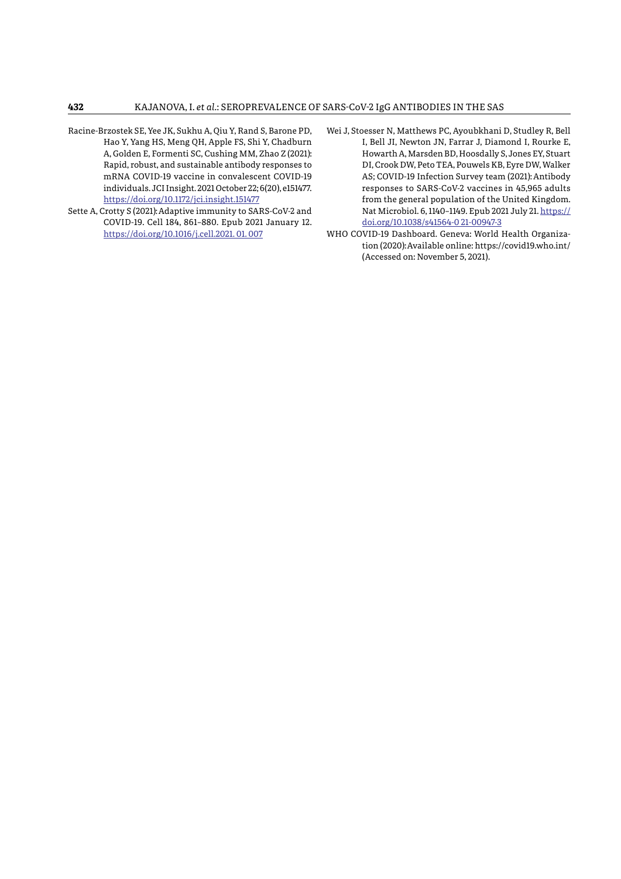Racine-Brzostek SE, Yee JK, Sukhu A, Qiu Y, Rand S, Barone PD, Hao Y, Yang HS, Meng QH, Apple FS, Shi Y, Chadburn A, Golden E, Formenti SC, Cushing MM, Zhao Z (2021): Rapid, robust, and sustainable antibody responses to mRNA COVID-19 vaccine in convalescent COVID-19 individuals. JCI Insight. 2021 October 22; 6(20), e151477. https://doi.org/10.1172/jci.insight.151477

Sette A, Crotty S (2021): Adaptive immunity to SARS-CoV-2 and COVID-19. Cell 184, 861–880. Epub 2021 January 12. https://doi.org/10.1016/j.cell.2021. 01. 007

Wei J, Stoesser N, Matthews PC, Ayoubkhani D, Studley R, Bell I, Bell JI, Newton JN, Farrar J, Diamond I, Rourke E, Howarth A, Marsden BD, Hoosdally S, Jones EY, Stuart DI, Crook DW, Peto TEA, Pouwels KB, Eyre DW, Walker AS; COVID-19 Infection Survey team (2021): Antibody responses to SARS-CoV-2 vaccines in 45,965 adults from the general population of the United Kingdom. Nat Microbiol. 6, 1140–1149. Epub 2021 July 21. https://doi.org/10.1038/s41564-0 21-00947-3

WHO COVID-19 Dashboard. Geneva: World Health Organization (2020): Available online: https://covid19.who.int/ (Accessed on: November 5, 2021).